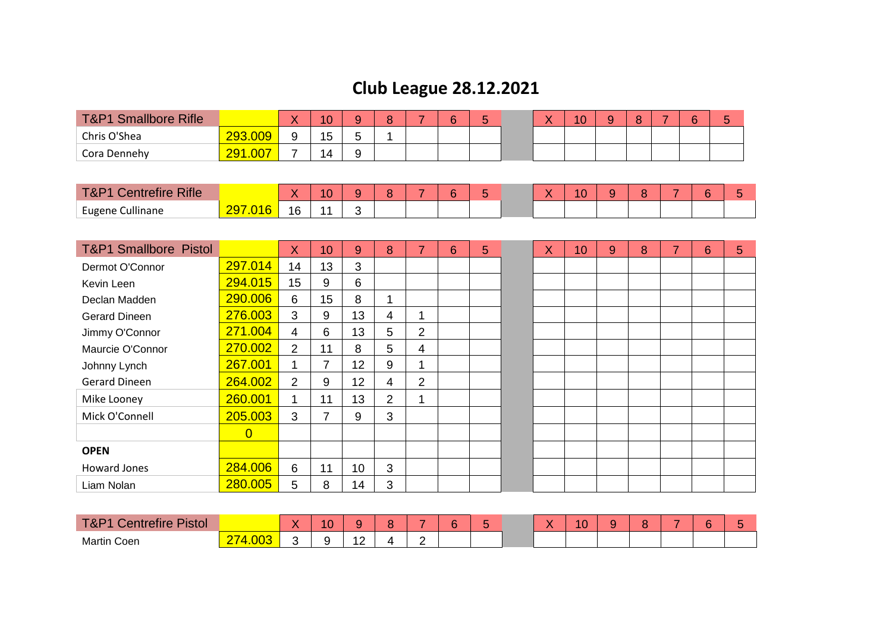# Club League 28.12.2021

| T&P1 Smallbore Rifle | | X | 10 | 9 | 8 | 7 | 6 | 5 | | X | 10 | 9 | 8 | 7 | 6 | 5 |
|---|---|---|---|---|---|---|---|---|---|---|---|---|---|---|---|---|
| Chris O'Shea | 293.009 | 9 | 15 | 5 | 1 | | | | | | | | | | | |
| Cora Dennehy | 291.007 | 7 | 14 | 9 | | | | | | | | | | | | |

| T&P1 Centrefire Rifle | | X | 10 | 9 | 8 | 7 | 6 | 5 | | X | 10 | 9 | 8 | 7 | 6 | 5 |
|---|---|---|---|---|---|---|---|---|---|---|---|---|---|---|---|---|
| Eugene Cullinane | 297.016 | 16 | 11 | 3 | | | | | | | | | | | | |

| T&P1 Smallbore Pistol | | X | 10 | 9 | 8 | 7 | 6 | 5 | | X | 10 | 9 | 8 | 7 | 6 | 5 |
|---|---|---|---|---|---|---|---|---|---|---|---|---|---|---|---|---|
| Dermot O'Connor | 297.014 | 14 | 13 | 3 | | | | | | | | | | | | |
| Kevin Leen | 294.015 | 15 | 9 | 6 | | | | | | | | | | | | |
| Declan Madden | 290.006 | 6 | 15 | 8 | 1 | | | | | | | | | | | |
| Gerard Dineen | 276.003 | 3 | 9 | 13 | 4 | 1 | | | | | | | | | | |
| Jimmy O'Connor | 271.004 | 4 | 6 | 13 | 5 | 2 | | | | | | | | | | |
| Maurcie O'Connor | 270.002 | 2 | 11 | 8 | 5 | 4 | | | | | | | | | | |
| Johnny Lynch | 267.001 | 1 | 7 | 12 | 9 | 1 | | | | | | | | | | |
| Gerard Dineen | 264.002 | 2 | 9 | 12 | 4 | 2 | | | | | | | | | | |
| Mike Looney | 260.001 | 1 | 11 | 13 | 2 | 1 | | | | | | | | | | |
| Mick O'Connell | 205.003 | 3 | 7 | 9 | 3 | | | | | | | | | | | |
| | 0 | | | | | | | | | | | | | | | |
| **OPEN** | | | | | | | | | | | | | | | | |
| Howard Jones | 284.006 | 6 | 11 | 10 | 3 | | | | | | | | | | | |
| Liam Nolan | 280.005 | 5 | 8 | 14 | 3 | | | | | | | | | | | |

| T&P1 Centrefire Pistol | | X | 10 | 9 | 8 | 7 | 6 | 5 | | X | 10 | 9 | 8 | 7 | 6 | 5 |
|---|---|---|---|---|---|---|---|---|---|---|---|---|---|---|---|---|
| Martin Coen | 274.003 | 3 | 9 | 12 | 4 | 2 | | | | | | | | | | |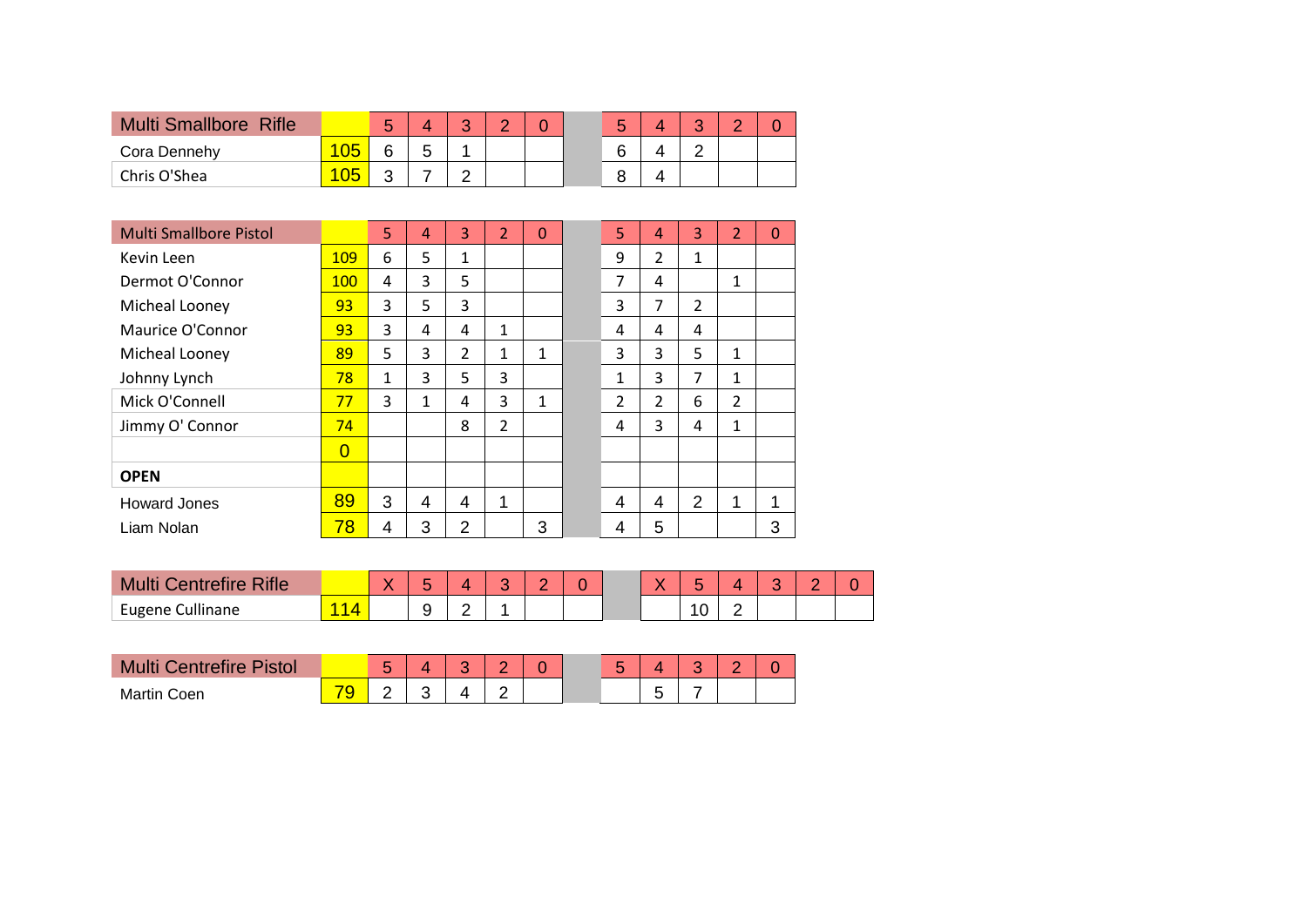| Multi Smallbore  Rifle | | 5 | 4 | 3 | 2 | 0 | | 5 | 4 | 3 | 2 | 0 |
|---|---|---|---|---|---|---|---|---|---|---|---|---|
| Cora Dennehy | 105 | 6 | 5 | 1 | | | | 6 | 4 | 2 | | |
| Chris O'Shea | 105 | 3 | 7 | 2 | | | | 8 | 4 | | | |

| Multi Smallbore Pistol | | 5 | 4 | 3 | 2 | 0 | | 5 | 4 | 3 | 2 | 0 |
|---|---|---|---|---|---|---|---|---|---|---|---|---|
| Kevin Leen | 109 | 6 | 5 | 1 | | | | 9 | 2 | 1 | | |
| Dermot O'Connor | 100 | 4 | 3 | 5 | | | | 7 | 4 | | 1 | |
| Micheal Looney | 93 | 3 | 5 | 3 | | | | 3 | 7 | 2 | | |
| Maurice O'Connor | 93 | 3 | 4 | 4 | 1 | | | 4 | 4 | 4 | | |
| Micheal Looney | 89 | 5 | 3 | 2 | 1 | 1 | | 3 | 3 | 5 | 1 | |
| Johnny Lynch | 78 | 1 | 3 | 5 | 3 | | | 1 | 3 | 7 | 1 | |
| Mick O'Connell | 77 | 3 | 1 | 4 | 3 | 1 | | 2 | 2 | 6 | 2 | |
| Jimmy O' Connor | 74 | | | 8 | 2 | | | 4 | 3 | 4 | 1 | |
| | 0 | | | | | | | | | | | |
| **OPEN** | | | | | | | | | | | | |
| Howard Jones | 89 | 3 | 4 | 4 | 1 | | | 4 | 4 | 2 | 1 | 1 |
| Liam Nolan | 78 | 4 | 3 | 2 | | 3 | | 4 | 5 | | | 3 |

| Multi Centrefire Rifle | | X | 5 | 4 | 3 | 2 | 0 | | X | 5 | 4 | 3 | 2 | 0 |
|---|---|---|---|---|---|---|---|---|---|---|---|---|---|---|
| Eugene Cullinane | 114 | | 9 | 2 | 1 | | | | | 10 | 2 | | | |

| Multi Centrefire Pistol | | 5 | 4 | 3 | 2 | 0 | | 5 | 4 | 3 | 2 | 0 |
|---|---|---|---|---|---|---|---|---|---|---|---|---|
| Martin Coen | 79 | 2 | 3 | 4 | 2 | | | | 5 | 7 | | |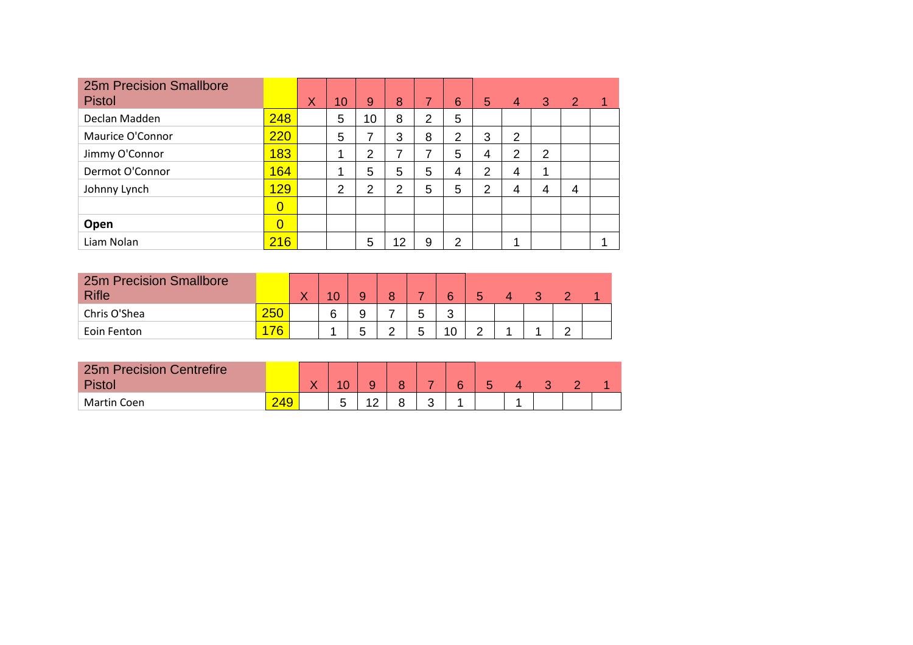| 25m Precision Smallbore Pistol | | X | 10 | 9 | 8 | 7 | 6 | 5 | 4 | 3 | 2 | 1 |
|---|---|---|---|---|---|---|---|---|---|---|---|---|
| Declan Madden | 248 | | 5 | 10 | 8 | 2 | 5 | | | | | |
| Maurice O'Connor | 220 | | 5 | 7 | 3 | 8 | 2 | 3 | 2 | | | |
| Jimmy O'Connor | 183 | | 1 | 2 | 7 | 7 | 5 | 4 | 2 | 2 | | |
| Dermot O'Connor | 164 | | 1 | 5 | 5 | 5 | 4 | 2 | 4 | 1 | | |
| Johnny Lynch | 129 | | 2 | 2 | 2 | 5 | 5 | 2 | 4 | 4 | 4 | |
| | 0 | | | | | | | | | | | |
| **Open** | 0 | | | | | | | | | | | |
| Liam Nolan | 216 | | | 5 | 12 | 9 | 2 | | 1 | | | 1 |

| 25m Precision Smallbore Rifle | | X | 10 | 9 | 8 | 7 | 6 | 5 | 4 | 3 | 2 | 1 |
|---|---|---|---|---|---|---|---|---|---|---|---|---|
| Chris O'Shea | 250 | | 6 | 9 | 7 | 5 | 3 | | | | | |
| Eoin Fenton | 176 | | 1 | 5 | 2 | 5 | 10 | 2 | 1 | 1 | 2 | |

| 25m Precision Centrefire Pistol | | X | 10 | 9 | 8 | 7 | 6 | 5 | 4 | 3 | 2 | 1 |
|---|---|---|---|---|---|---|---|---|---|---|---|---|
| Martin Coen | 249 | | 5 | 12 | 8 | 3 | 1 | | 1 | | | |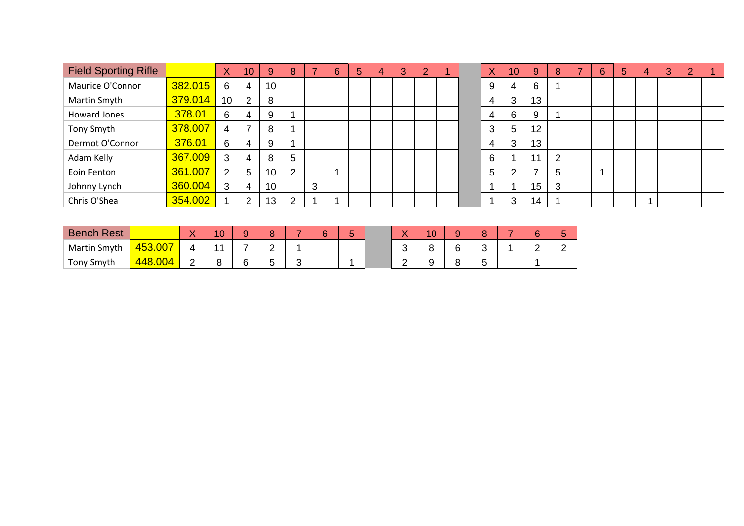| Field Sporting Rifle | | X | 10 | 9 | 8 | 7 | 6 | 5 | 4 | 3 | 2 | 1 | | X | 10 | 9 | 8 | 7 | 6 | 5 | 4 | 3 | 2 | 1 |
|---|---|---|---|---|---|---|---|---|---|---|---|---|---|---|---|---|---|---|---|---|---|---|---|---|
| Maurice O'Connor | 382.015 | 6 | 4 | 10 | | | | | | | | | | 9 | 4 | 6 | 1 | | | | | | | |
| Martin Smyth | 379.014 | 10 | 2 | 8 | | | | | | | | | | 4 | 3 | 13 | | | | | | | | |
| Howard Jones | 378.01 | 6 | 4 | 9 | 1 | | | | | | | | | 4 | 6 | 9 | 1 | | | | | | | |
| Tony Smyth | 378.007 | 4 | 7 | 8 | 1 | | | | | | | | | 3 | 5 | 12 | | | | | | | | |
| Dermot O'Connor | 376.01 | 6 | 4 | 9 | 1 | | | | | | | | | 4 | 3 | 13 | | | | | | | | |
| Adam Kelly | 367.009 | 3 | 4 | 8 | 5 | | | | | | | | | 6 | 1 | 11 | 2 | | | | | | | |
| Eoin Fenton | 361.007 | 2 | 5 | 10 | 2 | | 1 | | | | | | | 5 | 2 | 7 | 5 | | 1 | | | | | |
| Johnny Lynch | 360.004 | 3 | 4 | 10 | | 3 | | | | | | | | 1 | 1 | 15 | 3 | | | | | | | |
| Chris O'Shea | 354.002 | 1 | 2 | 13 | 2 | 1 | 1 | | | | | | | 1 | 3 | 14 | 1 | | | | 1 | | | |

| Bench Rest | | X | 10 | 9 | 8 | 7 | 6 | 5 | | X | 10 | 9 | 8 | 7 | 6 | 5 |
|---|---|---|---|---|---|---|---|---|---|---|---|---|---|---|---|---|
| Martin Smyth | 453.007 | 4 | 11 | 7 | 2 | 1 | | | | 3 | 8 | 6 | 3 | 1 | 2 | 2 |
| Tony Smyth | 448.004 | 2 | 8 | 6 | 5 | 3 | | 1 | | 2 | 9 | 8 | 5 | | 1 | |